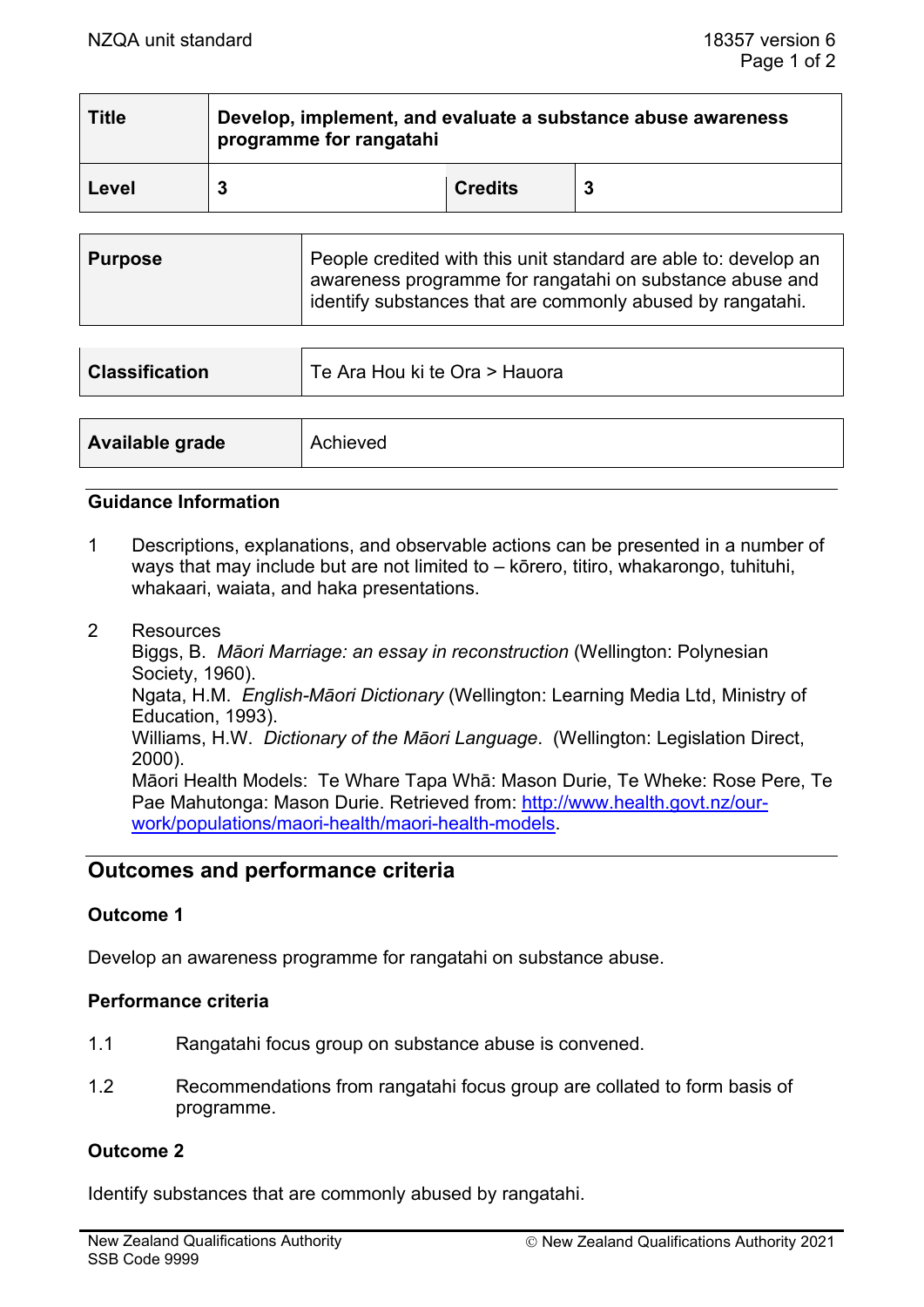| Title | Develop, implement, and evaluate a substance abuse awareness programme for rangatahi | | |
|---|---|---|---|
| Level | 3 | Credits | 3 |

| Purpose | People credited with this unit standard are able to: develop an awareness programme for rangatahi on substance abuse and identify substances that are commonly abused by rangatahi. |
|---|---|

| Classification | Te Ara Hou ki te Ora > Hauora |
|---|---|

| Available grade | Achieved |
|---|---|

### Guidance Information

1. Descriptions, explanations, and observable actions can be presented in a number of ways that may include but are not limited to – kōrero, titiro, whakarongo, tuhituhi, whakaari, waiata, and haka presentations.

2. Resources
   Biggs, B. *Māori Marriage: an essay in reconstruction* (Wellington: Polynesian Society, 1960).
   Ngata, H.M. *English-Māori Dictionary* (Wellington: Learning Media Ltd, Ministry of Education, 1993).
   Williams, H.W. *Dictionary of the Māori Language*. (Wellington: Legislation Direct, 2000).
   Māori Health Models: Te Whare Tapa Whā: Mason Durie, Te Wheke: Rose Pere, Te Pae Mahutonga: Mason Durie. Retrieved from: http://www.health.govt.nz/our-work/populations/maori-health/maori-health-models.

## Outcomes and performance criteria

### Outcome 1

Develop an awareness programme for rangatahi on substance abuse.

#### Performance criteria

1.1 Rangatahi focus group on substance abuse is convened.

1.2 Recommendations from rangatahi focus group are collated to form basis of programme.

### Outcome 2

Identify substances that are commonly abused by rangatahi.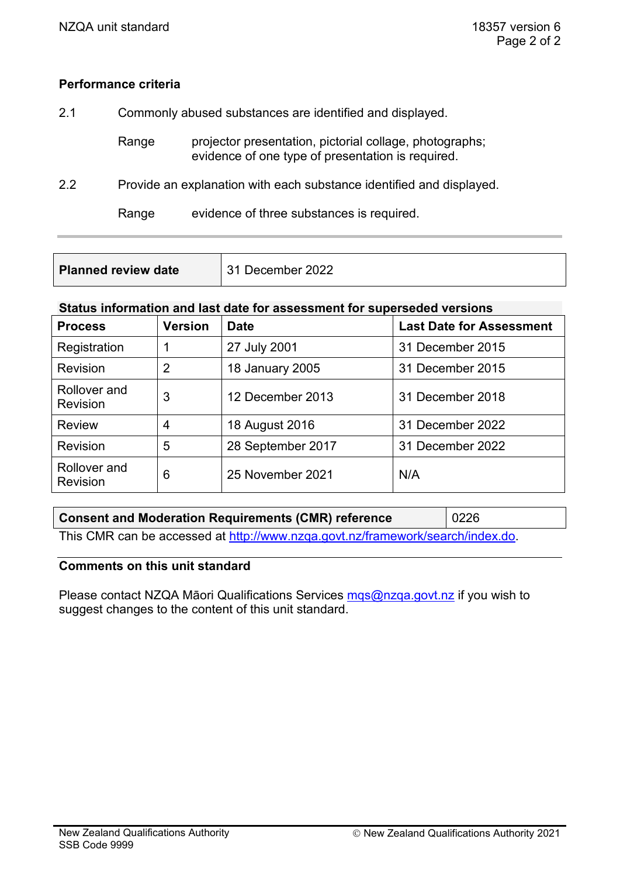## Performance criteria

2.1 Commonly abused substances are identified and displayed.

Range: projector presentation, pictorial collage, photographs; evidence of one type of presentation is required.

2.2 Provide an explanation with each substance identified and displayed.

Range: evidence of three substances is required.

| | |
|---|---|
| **Planned review date** | 31 December 2022 |

**Status information and last date for assessment for superseded versions**

| Process | Version | Date | Last Date for Assessment |
|---|---|---|---|
| Registration | 1 | 27 July 2001 | 31 December 2015 |
| Revision | 2 | 18 January 2005 | 31 December 2015 |
| Rollover and Revision | 3 | 12 December 2013 | 31 December 2018 |
| Review | 4 | 18 August 2016 | 31 December 2022 |
| Revision | 5 | 28 September 2017 | 31 December 2022 |
| Rollover and Revision | 6 | 25 November 2021 | N/A |

| | |
|---|---|
| **Consent and Moderation Requirements (CMR) reference** | 0226 |

This CMR can be accessed at http://www.nzqa.govt.nz/framework/search/index.do.

### Comments on this unit standard

Please contact NZQA Māori Qualifications Services mqs@nzqa.govt.nz if you wish to suggest changes to the content of this unit standard.